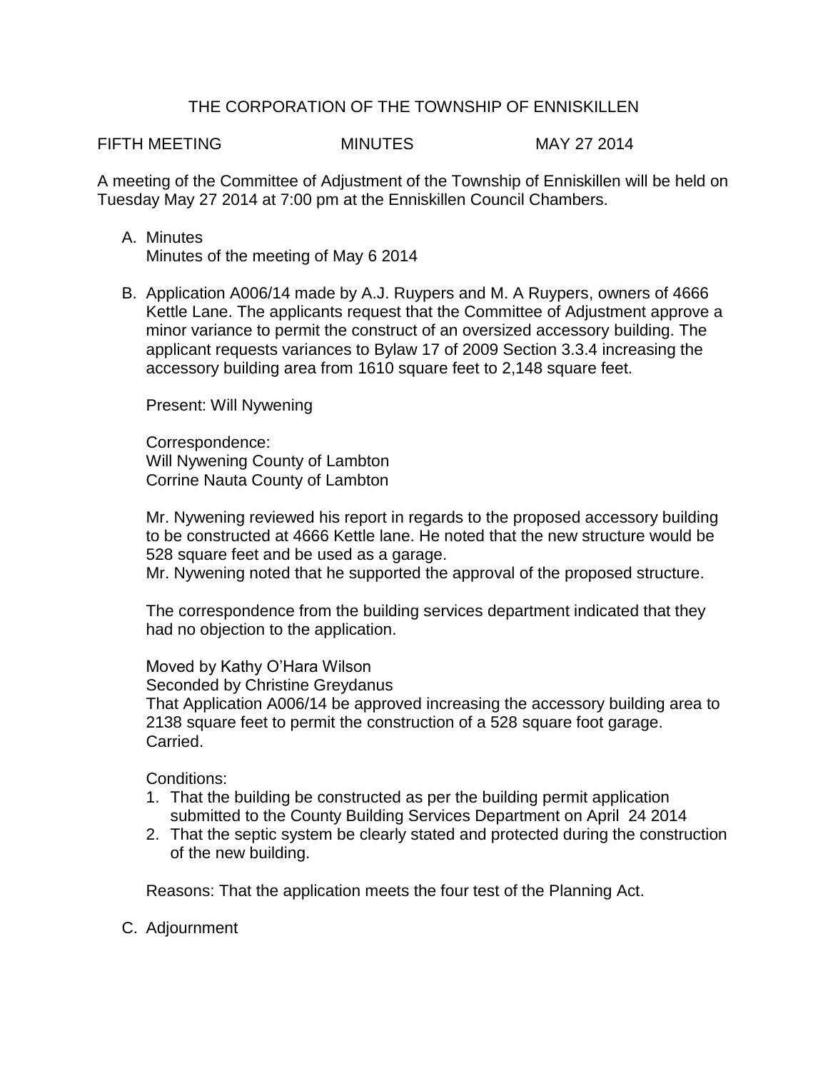# THE CORPORATION OF THE TOWNSHIP OF ENNISKILLEN

FIFTH MEETING MINUTES MAY 27 2014

A meeting of the Committee of Adjustment of the Township of Enniskillen will be held on Tuesday May 27 2014 at 7:00 pm at the Enniskillen Council Chambers.

A. Minutes
   Minutes of the meeting of May 6 2014

B. Application A006/14 made by A.J. Ruypers and M. A Ruypers, owners of 4666 Kettle Lane. The applicants request that the Committee of Adjustment approve a minor variance to permit the construct of an oversized accessory building. The applicant requests variances to Bylaw 17 of 2009 Section 3.3.4 increasing the accessory building area from 1610 square feet to 2,148 square feet.

   Present: Will Nywening

   Correspondence:
   Will Nywening County of Lambton
   Corrine Nauta County of Lambton

   Mr. Nywening reviewed his report in regards to the proposed accessory building to be constructed at 4666 Kettle lane. He noted that the new structure would be 528 square feet and be used as a garage.
   Mr. Nywening noted that he supported the approval of the proposed structure.

   The correspondence from the building services department indicated that they had no objection to the application.

   Moved by Kathy O'Hara Wilson
   Seconded by Christine Greydanus
   That Application A006/14 be approved increasing the accessory building area to 2138 square feet to permit the construction of a 528 square foot garage.
   Carried.

   Conditions:
   1. That the building be constructed as per the building permit application submitted to the County Building Services Department on April 24 2014
   2. That the septic system be clearly stated and protected during the construction of the new building.

   Reasons: That the application meets the four test of the Planning Act.

C. Adjournment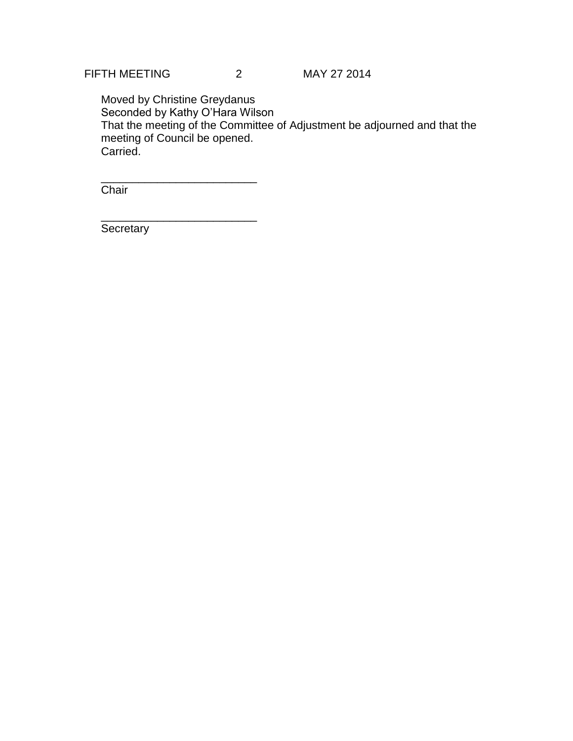Moved by Christine Greydanus
Seconded by Kathy O'Hara Wilson
That the meeting of the Committee of Adjustment be adjourned and that the meeting of Council be opened.
Carried.

_________________________
Chair

_________________________
Secretary